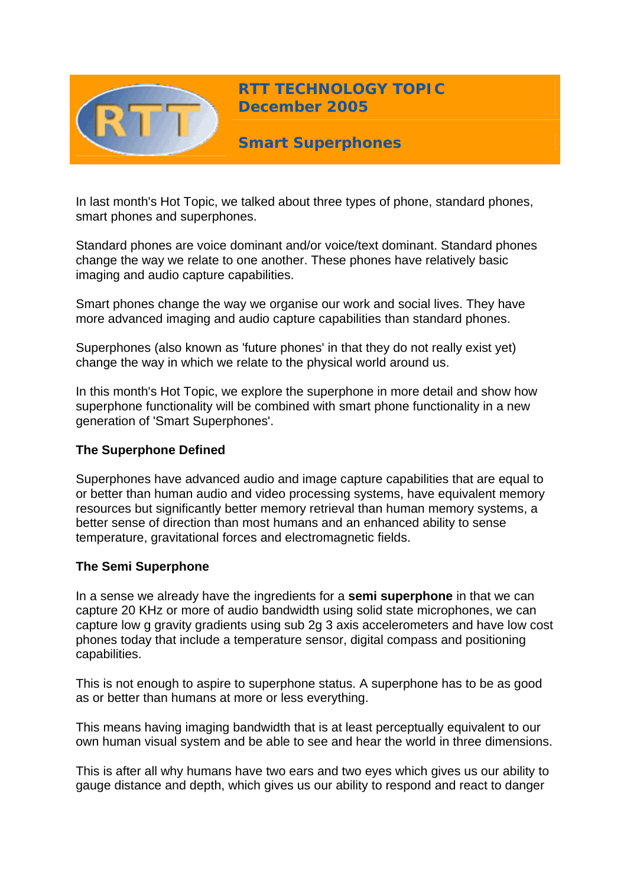# RTT TECHNOLOGY TOPIC
## December 2005

## Smart Superphones

In last month's Hot Topic, we talked about three types of phone, standard phones, smart phones and superphones.

Standard phones are voice dominant and/or voice/text dominant. Standard phones change the way we relate to one another. These phones have relatively basic imaging and audio capture capabilities.

Smart phones change the way we organise our work and social lives. They have more advanced imaging and audio capture capabilities than standard phones.

Superphones (also known as 'future phones' in that they do not really exist yet) change the way in which we relate to the physical world around us.

In this month's Hot Topic, we explore the superphone in more detail and show how superphone functionality will be combined with smart phone functionality in a new generation of 'Smart Superphones'.

**The Superphone Defined**

Superphones have advanced audio and image capture capabilities that are equal to or better than human audio and video processing systems, have equivalent memory resources but significantly better memory retrieval than human memory systems, a better sense of direction than most humans and an enhanced ability to sense temperature, gravitational forces and electromagnetic fields.

**The Semi Superphone**

In a sense we already have the ingredients for a **semi superphone** in that we can capture 20 KHz or more of audio bandwidth using solid state microphones, we can capture low g gravity gradients using sub 2g 3 axis accelerometers and have low cost phones today that include a temperature sensor, digital compass and positioning capabilities.

This is not enough to aspire to superphone status. A superphone has to be as good as or better than humans at more or less everything.

This means having imaging bandwidth that is at least perceptually equivalent to our own human visual system and be able to see and hear the world in three dimensions.

This is after all why humans have two ears and two eyes which gives us our ability to gauge distance and depth, which gives us our ability to respond and react to danger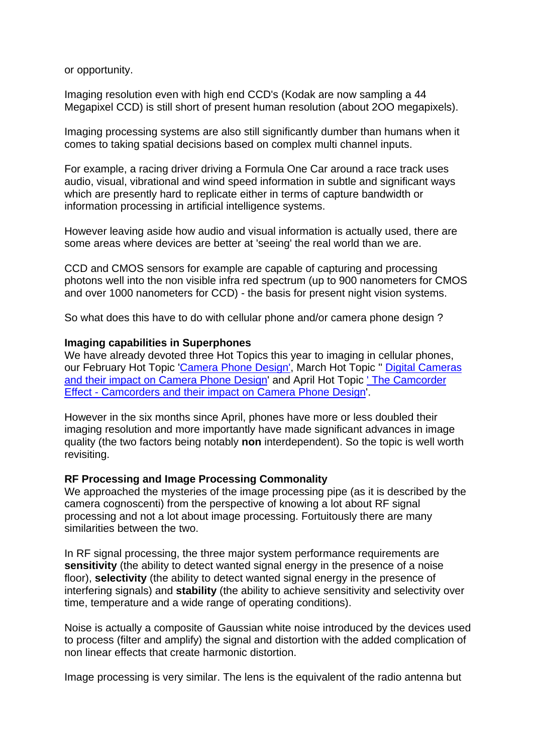or opportunity.

Imaging resolution even with high end CCD's (Kodak are now sampling a 44 Megapixel CCD) is still short of present human resolution (about 2OO megapixels).

Imaging processing systems are also still significantly dumber than humans when it comes to taking spatial decisions based on complex multi channel inputs.

For example, a racing driver driving a Formula One Car around a race track uses audio, visual, vibrational and wind speed information in subtle and significant ways which are presently hard to replicate either in terms of capture bandwidth or information processing in artificial intelligence systems.

However leaving aside how audio and visual information is actually used, there are some areas where devices are better at 'seeing' the real world than we are.

CCD and CMOS sensors for example are capable of capturing and processing photons well into the non visible infra red spectrum (up to 900 nanometers for CMOS and over 1000 nanometers for CCD) - the basis for present night vision systems.

So what does this have to do with cellular phone and/or camera phone design ?

**Imaging capabilities in Superphones**

We have already devoted three Hot Topics this year to imaging in cellular phones, our February Hot Topic 'Camera Phone Design', March Hot Topic " Digital Cameras and their impact on Camera Phone Design' and April Hot Topic ' The Camcorder Effect - Camcorders and their impact on Camera Phone Design'.

However in the six months since April, phones have more or less doubled their imaging resolution and more importantly have made significant advances in image quality (the two factors being notably **non** interdependent). So the topic is well worth revisiting.

**RF Processing and Image Processing Commonality**

We approached the mysteries of the image processing pipe (as it is described by the camera cognoscenti) from the perspective of knowing a lot about RF signal processing and not a lot about image processing. Fortuitously there are many similarities between the two.

In RF signal processing, the three major system performance requirements are **sensitivity** (the ability to detect wanted signal energy in the presence of a noise floor), **selectivity** (the ability to detect wanted signal energy in the presence of interfering signals) and **stability** (the ability to achieve sensitivity and selectivity over time, temperature and a wide range of operating conditions).

Noise is actually a composite of Gaussian white noise introduced by the devices used to process (filter and amplify) the signal and distortion with the added complication of non linear effects that create harmonic distortion.

Image processing is very similar. The lens is the equivalent of the radio antenna but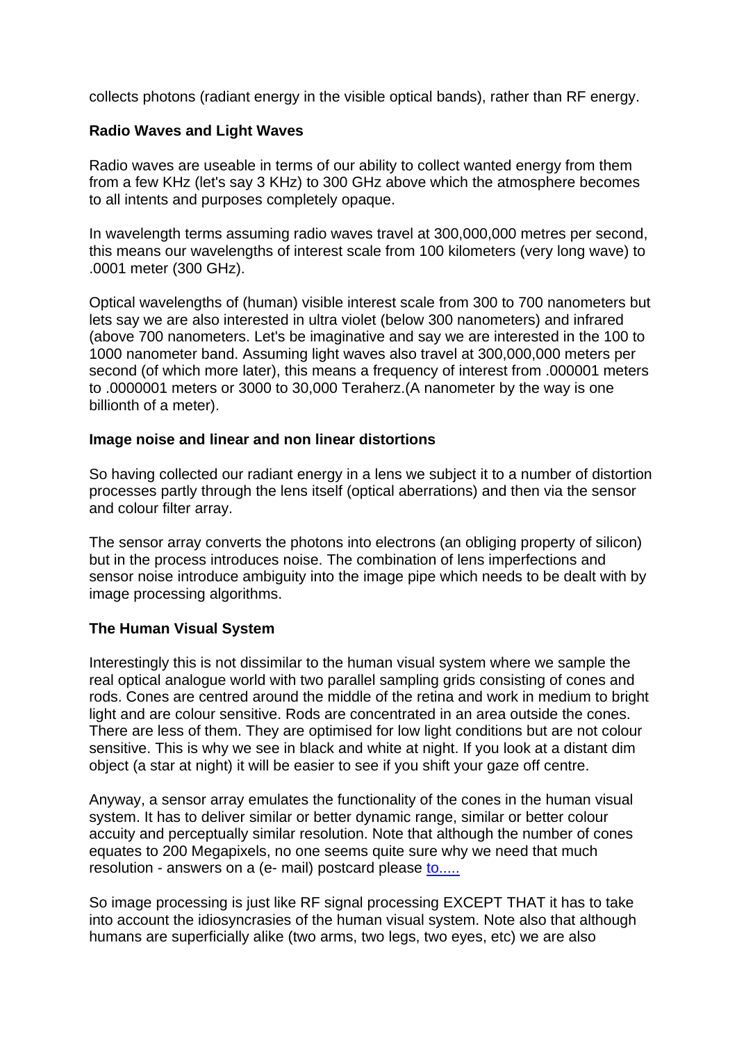collects photons (radiant energy in the visible optical bands), rather than RF energy.

**Radio Waves and Light Waves**

Radio waves are useable in terms of our ability to collect wanted energy from them from a few KHz (let's say 3 KHz) to 300 GHz above which the atmosphere becomes to all intents and purposes completely opaque.

In wavelength terms assuming radio waves travel at 300,000,000 metres per second, this means our wavelengths of interest scale from 100 kilometers (very long wave) to .0001 meter (300 GHz).

Optical wavelengths of (human) visible interest scale from 300 to 700 nanometers but lets say we are also interested in ultra violet (below 300 nanometers) and infrared (above 700 nanometers. Let's be imaginative and say we are interested in the 100 to 1000 nanometer band. Assuming light waves also travel at 300,000,000 meters per second (of which more later), this means a frequency of interest from .000001 meters to .0000001 meters or 3000 to 30,000 Teraherz.(A nanometer by the way is one billionth of a meter).

**Image noise and linear and non linear distortions**

So having collected our radiant energy in a lens we subject it to a number of distortion processes partly through the lens itself (optical aberrations) and then via the sensor and colour filter array.

The sensor array converts the photons into electrons (an obliging property of silicon) but in the process introduces noise. The combination of lens imperfections and sensor noise introduce ambiguity into the image pipe which needs to be dealt with by image processing algorithms.

**The Human Visual System**

Interestingly this is not dissimilar to the human visual system where we sample the real optical analogue world with two parallel sampling grids consisting of cones and rods. Cones are centred around the middle of the retina and work in medium to bright light and are colour sensitive. Rods are concentrated in an area outside the cones. There are less of them. They are optimised for low light conditions but are not colour sensitive. This is why we see in black and white at night. If you look at a distant dim object (a star at night) it will be easier to see if you shift your gaze off centre.

Anyway, a sensor array emulates the functionality of the cones in the human visual system. It has to deliver similar or better dynamic range, similar or better colour accuity and perceptually similar resolution. Note that although the number of cones equates to 200 Megapixels, no one seems quite sure why we need that much resolution - answers on a (e- mail) postcard please to.....

So image processing is just like RF signal processing EXCEPT THAT it has to take into account the idiosyncrasies of the human visual system. Note also that although humans are superficially alike (two arms, two legs, two eyes, etc) we are also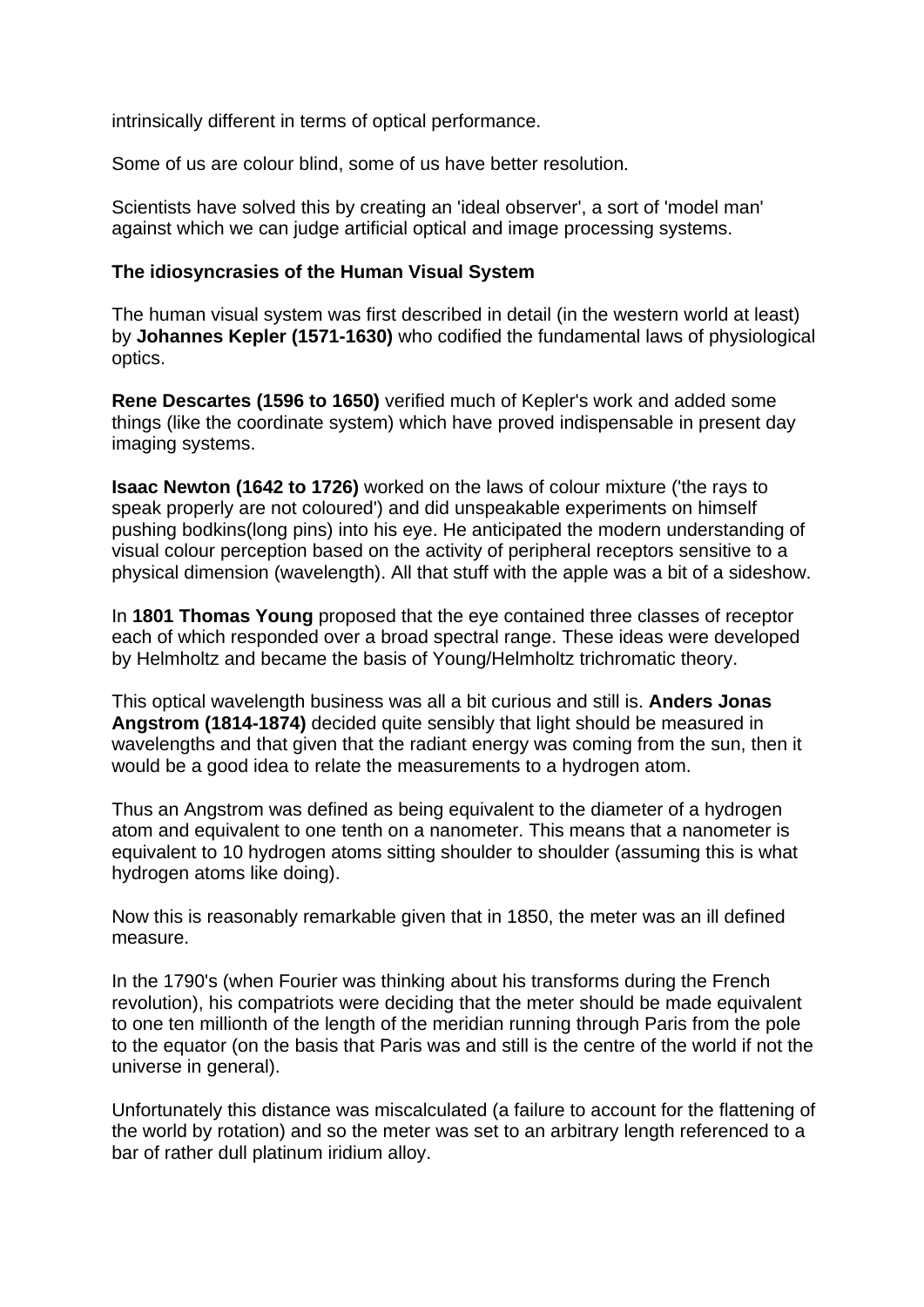intrinsically different in terms of optical performance.

Some of us are colour blind, some of us have better resolution.

Scientists have solved this by creating an 'ideal observer', a sort of 'model man' against which we can judge artificial optical and image processing systems.

**The idiosyncrasies of the Human Visual System**

The human visual system was first described in detail (in the western world at least) by **Johannes Kepler (1571-1630)** who codified the fundamental laws of physiological optics.

**Rene Descartes (1596 to 1650)** verified much of Kepler's work and added some things (like the coordinate system) which have proved indispensable in present day imaging systems.

**Isaac Newton (1642 to 1726)** worked on the laws of colour mixture ('the rays to speak properly are not coloured') and did unspeakable experiments on himself pushing bodkins(long pins) into his eye. He anticipated the modern understanding of visual colour perception based on the activity of peripheral receptors sensitive to a physical dimension (wavelength). All that stuff with the apple was a bit of a sideshow.

In **1801 Thomas Young** proposed that the eye contained three classes of receptor each of which responded over a broad spectral range. These ideas were developed by Helmholtz and became the basis of Young/Helmholtz trichromatic theory.

This optical wavelength business was all a bit curious and still is. **Anders Jonas Angstrom (1814-1874)** decided quite sensibly that light should be measured in wavelengths and that given that the radiant energy was coming from the sun, then it would be a good idea to relate the measurements to a hydrogen atom.

Thus an Angstrom was defined as being equivalent to the diameter of a hydrogen atom and equivalent to one tenth on a nanometer. This means that a nanometer is equivalent to 10 hydrogen atoms sitting shoulder to shoulder (assuming this is what hydrogen atoms like doing).

Now this is reasonably remarkable given that in 1850, the meter was an ill defined measure.

In the 1790's (when Fourier was thinking about his transforms during the French revolution), his compatriots were deciding that the meter should be made equivalent to one ten millionth of the length of the meridian running through Paris from the pole to the equator (on the basis that Paris was and still is the centre of the world if not the universe in general).

Unfortunately this distance was miscalculated (a failure to account for the flattening of the world by rotation) and so the meter was set to an arbitrary length referenced to a bar of rather dull platinum iridium alloy.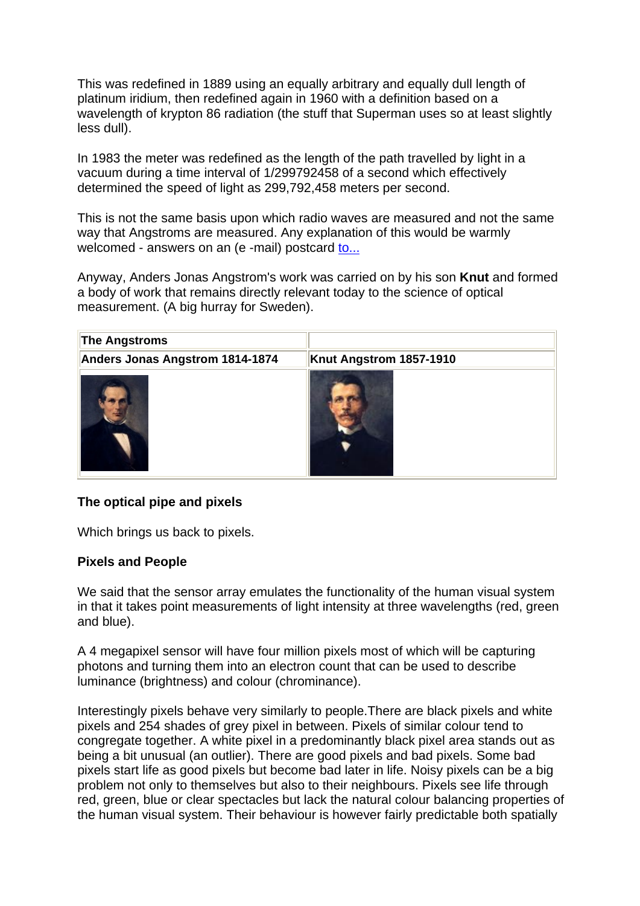This was redefined in 1889 using an equally arbitrary and equally dull length of platinum iridium, then redefined again in 1960 with a definition based on a wavelength of krypton 86 radiation (the stuff that Superman uses so at least slightly less dull).

In 1983 the meter was redefined as the length of the path travelled by light in a vacuum during a time interval of 1/299792458 of a second which effectively determined the speed of light as 299,792,458 meters per second.

This is not the same basis upon which radio waves are measured and not the same way that Angstroms are measured. Any explanation of this would be warmly welcomed - answers on an (e -mail) postcard to...

Anyway, Anders Jonas Angstrom's work was carried on by his son **Knut** and formed a body of work that remains directly relevant today to the science of optical measurement. (A big hurray for Sweden).

| **The Angstroms** | |
|---|---|
| **Anders Jonas Angstrom 1814-1874** | **Knut Angstrom 1857-1910** |
| | |

**The optical pipe and pixels**

Which brings us back to pixels.

**Pixels and People**

We said that the sensor array emulates the functionality of the human visual system in that it takes point measurements of light intensity at three wavelengths (red, green and blue).

A 4 megapixel sensor will have four million pixels most of which will be capturing photons and turning them into an electron count that can be used to describe luminance (brightness) and colour (chrominance).

Interestingly pixels behave very similarly to people.There are black pixels and white pixels and 254 shades of grey pixel in between. Pixels of similar colour tend to congregate together. A white pixel in a predominantly black pixel area stands out as being a bit unusual (an outlier). There are good pixels and bad pixels. Some bad pixels start life as good pixels but become bad later in life. Noisy pixels can be a big problem not only to themselves but also to their neighbours. Pixels see life through red, green, blue or clear spectacles but lack the natural colour balancing properties of the human visual system. Their behaviour is however fairly predictable both spatially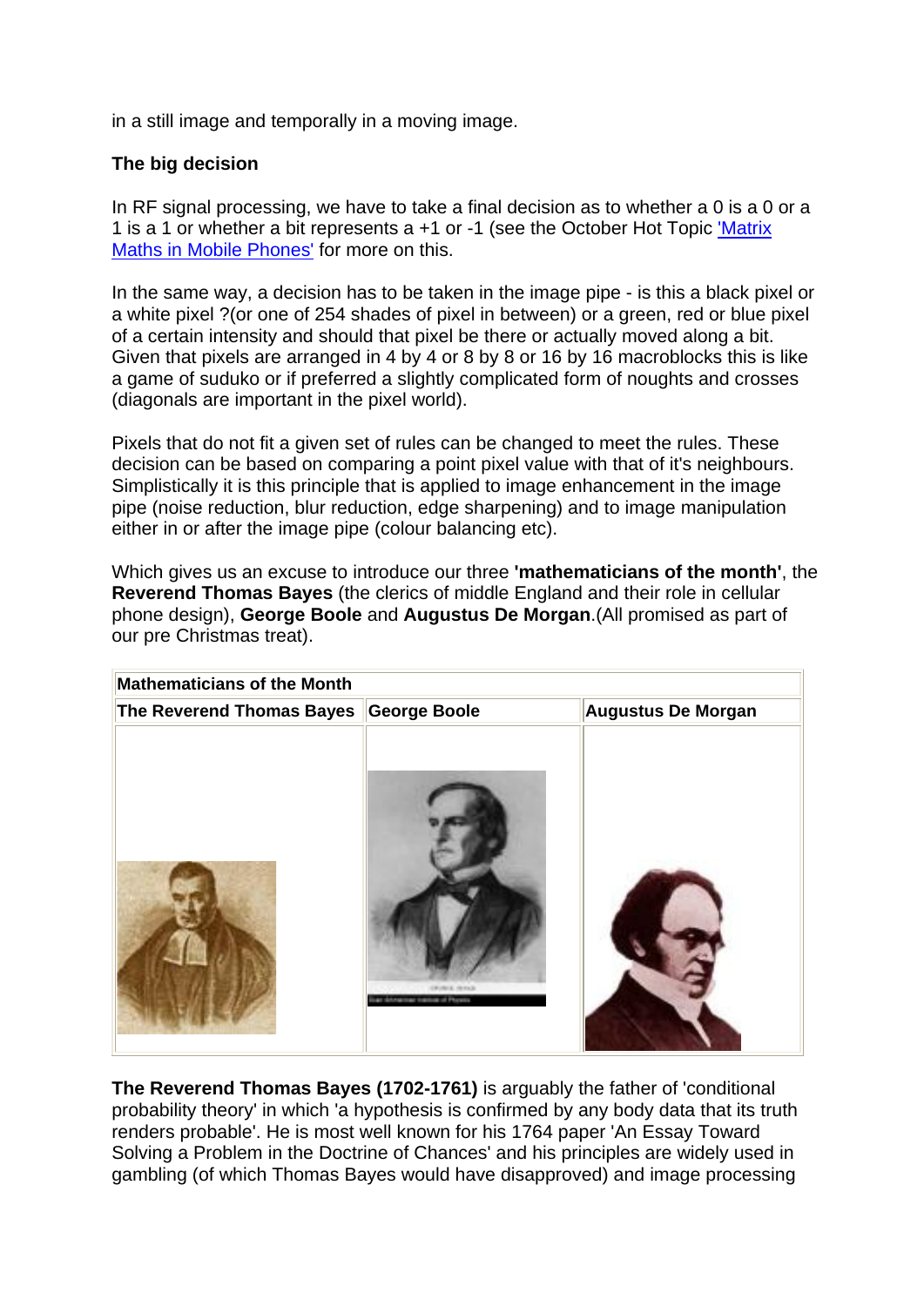in a still image and temporally in a moving image.

**The big decision**

In RF signal processing, we have to take a final decision as to whether a 0 is a 0 or a 1 is a 1 or whether a bit represents a +1 or -1 (see the October Hot Topic 'Matrix Maths in Mobile Phones' for more on this.

In the same way, a decision has to be taken in the image pipe - is this a black pixel or a white pixel ?(or one of 254 shades of pixel in between) or a green, red or blue pixel of a certain intensity and should that pixel be there or actually moved along a bit. Given that pixels are arranged in 4 by 4 or 8 by 8 or 16 by 16 macroblocks this is like a game of suduko or if preferred a slightly complicated form of noughts and crosses (diagonals are important in the pixel world).

Pixels that do not fit a given set of rules can be changed to meet the rules. These decision can be based on comparing a point pixel value with that of it's neighbours. Simplistically it is this principle that is applied to image enhancement in the image pipe (noise reduction, blur reduction, edge sharpening) and to image manipulation either in or after the image pipe (colour balancing etc).

Which gives us an excuse to introduce our three **'mathematicians of the month'**, the **Reverend Thomas Bayes** (the clerics of middle England and their role in cellular phone design), **George Boole** and **Augustus De Morgan**.(All promised as part of our pre Christmas treat).

| **Mathematicians of the Month** | | |
|---|---|---|
| **The Reverend Thomas Bayes** | **George Boole** | **Augustus De Morgan** |

**The Reverend Thomas Bayes (1702-1761)** is arguably the father of 'conditional probability theory' in which 'a hypothesis is confirmed by any body data that its truth renders probable'. He is most well known for his 1764 paper 'An Essay Toward Solving a Problem in the Doctrine of Chances' and his principles are widely used in gambling (of which Thomas Bayes would have disapproved) and image processing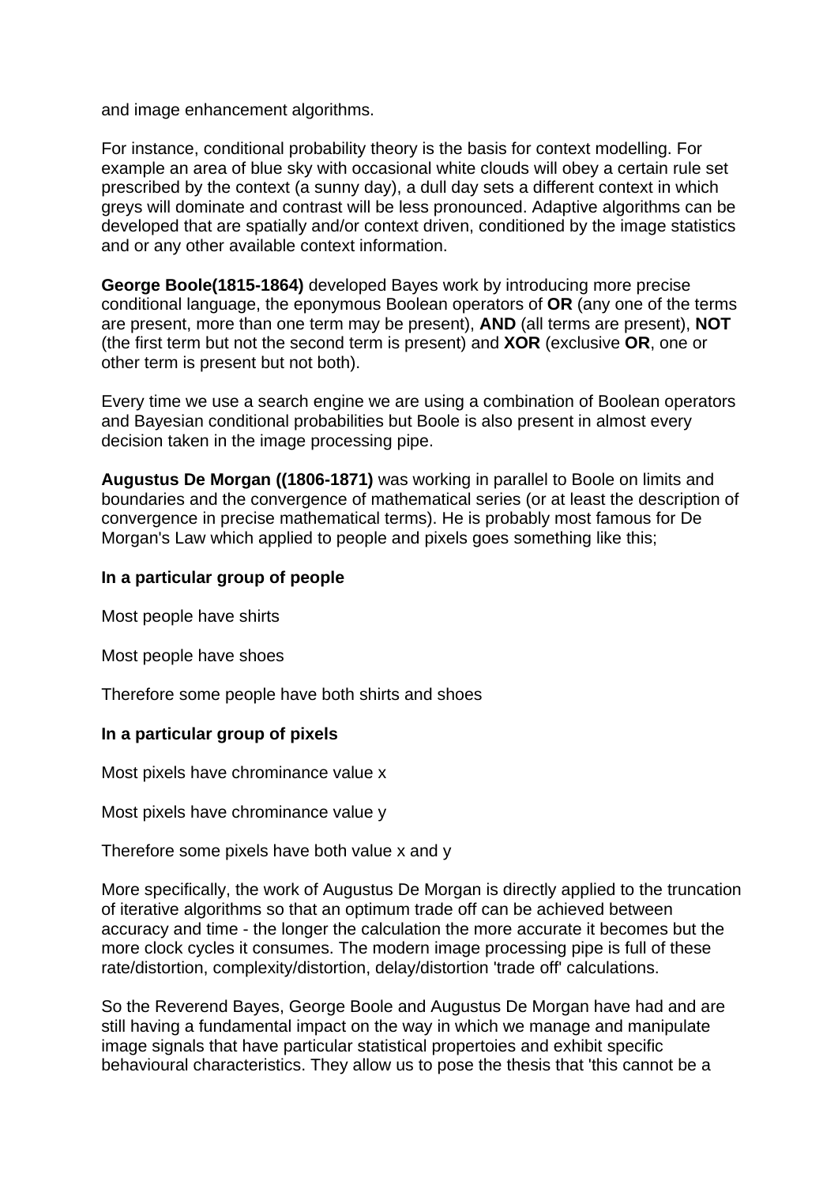and image enhancement algorithms.

For instance, conditional probability theory is the basis for context modelling. For example an area of blue sky with occasional white clouds will obey a certain rule set prescribed by the context (a sunny day), a dull day sets a different context in which greys will dominate and contrast will be less pronounced. Adaptive algorithms can be developed that are spatially and/or context driven, conditioned by the image statistics and or any other available context information.

**George Boole(1815-1864)** developed Bayes work by introducing more precise conditional language, the eponymous Boolean operators of **OR** (any one of the terms are present, more than one term may be present), **AND** (all terms are present), **NOT** (the first term but not the second term is present) and **XOR** (exclusive **OR**, one or other term is present but not both).

Every time we use a search engine we are using a combination of Boolean operators and Bayesian conditional probabilities but Boole is also present in almost every decision taken in the image processing pipe.

**Augustus De Morgan ((1806-1871)** was working in parallel to Boole on limits and boundaries and the convergence of mathematical series (or at least the description of convergence in precise mathematical terms). He is probably most famous for De Morgan's Law which applied to people and pixels goes something like this;

**In a particular group of people**

Most people have shirts

Most people have shoes

Therefore some people have both shirts and shoes

**In a particular group of pixels**

Most pixels have chrominance value x

Most pixels have chrominance value y

Therefore some pixels have both value x and y

More specifically, the work of Augustus De Morgan is directly applied to the truncation of iterative algorithms so that an optimum trade off can be achieved between accuracy and time - the longer the calculation the more accurate it becomes but the more clock cycles it consumes. The modern image processing pipe is full of these rate/distortion, complexity/distortion, delay/distortion 'trade off' calculations.

So the Reverend Bayes, George Boole and Augustus De Morgan have had and are still having a fundamental impact on the way in which we manage and manipulate image signals that have particular statistical propertoies and exhibit specific behavioural characteristics. They allow us to pose the thesis that 'this cannot be a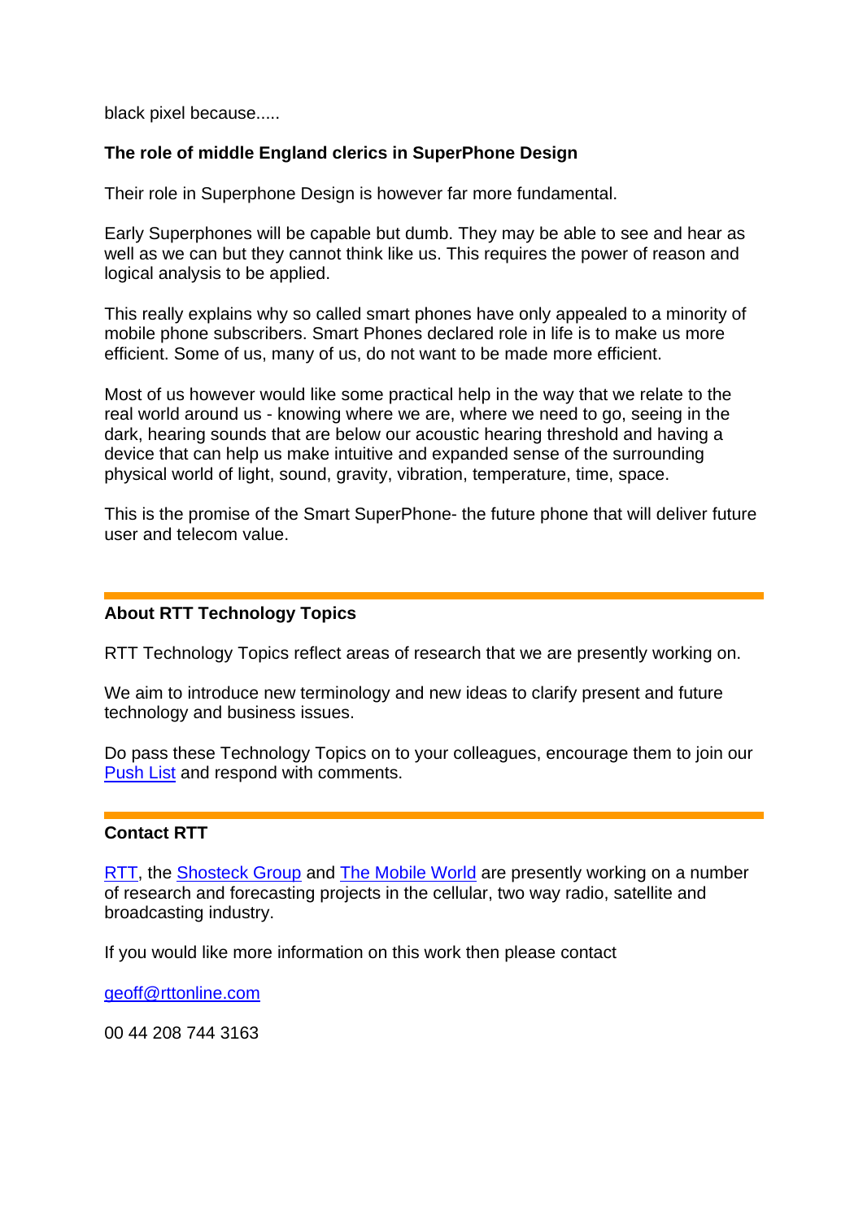black pixel because.....

**The role of middle England clerics in SuperPhone Design**

Their role in Superphone Design is however far more fundamental.

Early Superphones will be capable but dumb. They may be able to see and hear as well as we can but they cannot think like us. This requires the power of reason and logical analysis to be applied.

This really explains why so called smart phones have only appealed to a minority of mobile phone subscribers. Smart Phones declared role in life is to make us more efficient. Some of us, many of us, do not want to be made more efficient.

Most of us however would like some practical help in the way that we relate to the real world around us - knowing where we are, where we need to go, seeing in the dark, hearing sounds that are below our acoustic hearing threshold and having a device that can help us make intuitive and expanded sense of the surrounding physical world of light, sound, gravity, vibration, temperature, time, space.

This is the promise of the Smart SuperPhone- the future phone that will deliver future user and telecom value.

---

**About RTT Technology Topics**

RTT Technology Topics reflect areas of research that we are presently working on.

We aim to introduce new terminology and new ideas to clarify present and future technology and business issues.

Do pass these Technology Topics on to your colleagues, encourage them to join our Push List and respond with comments.

---

**Contact RTT**

RTT, the Shosteck Group and The Mobile World are presently working on a number of research and forecasting projects in the cellular, two way radio, satellite and broadcasting industry.

If you would like more information on this work then please contact

geoff@rttonline.com

00 44 208 744 3163